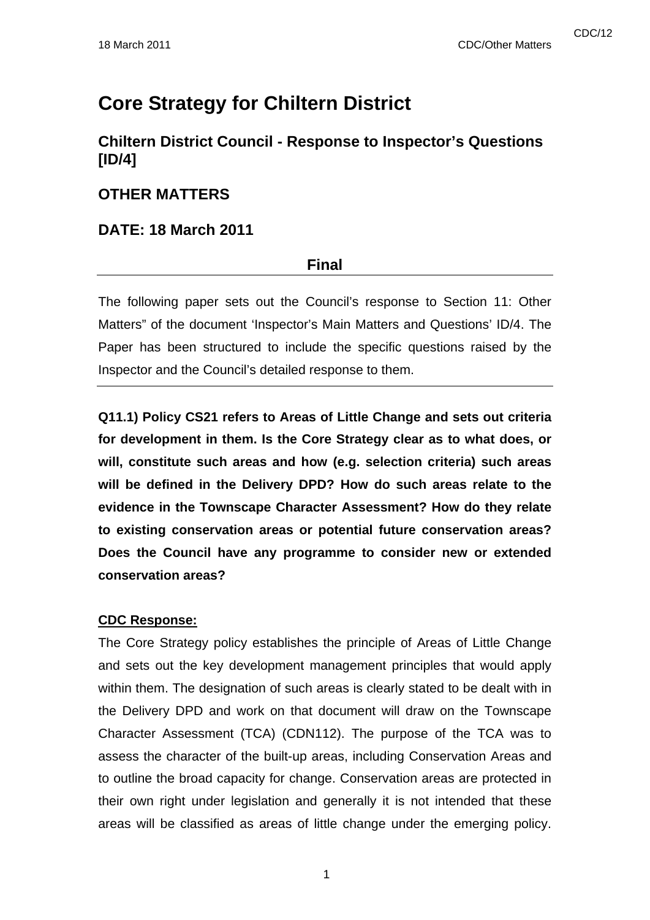# Core Strategy for Chiltern District

## Chiltern District Council - Response to Inspector's Questions [ID/4]

## OTHER MATTERS

## DATE: 18 March 2011

**Final**

The following paper sets out the Council's response to Section 11: Other Matters" of the document 'Inspector's Main Matters and Questions' ID/4. The Paper has been structured to include the specific questions raised by the Inspector and the Council's detailed response to them.

**Q11.1) Policy CS21 refers to Areas of Little Change and sets out criteria for development in them. Is the Core Strategy clear as to what does, or will, constitute such areas and how (e.g. selection criteria) such areas will be defined in the Delivery DPD? How do such areas relate to the evidence in the Townscape Character Assessment? How do they relate to existing conservation areas or potential future conservation areas? Does the Council have any programme to consider new or extended conservation areas?**

**CDC Response:**

The Core Strategy policy establishes the principle of Areas of Little Change and sets out the key development management principles that would apply within them. The designation of such areas is clearly stated to be dealt with in the Delivery DPD and work on that document will draw on the Townscape Character Assessment (TCA) (CDN112). The purpose of the TCA was to assess the character of the built-up areas, including Conservation Areas and to outline the broad capacity for change. Conservation areas are protected in their own right under legislation and generally it is not intended that these areas will be classified as areas of little change under the emerging policy.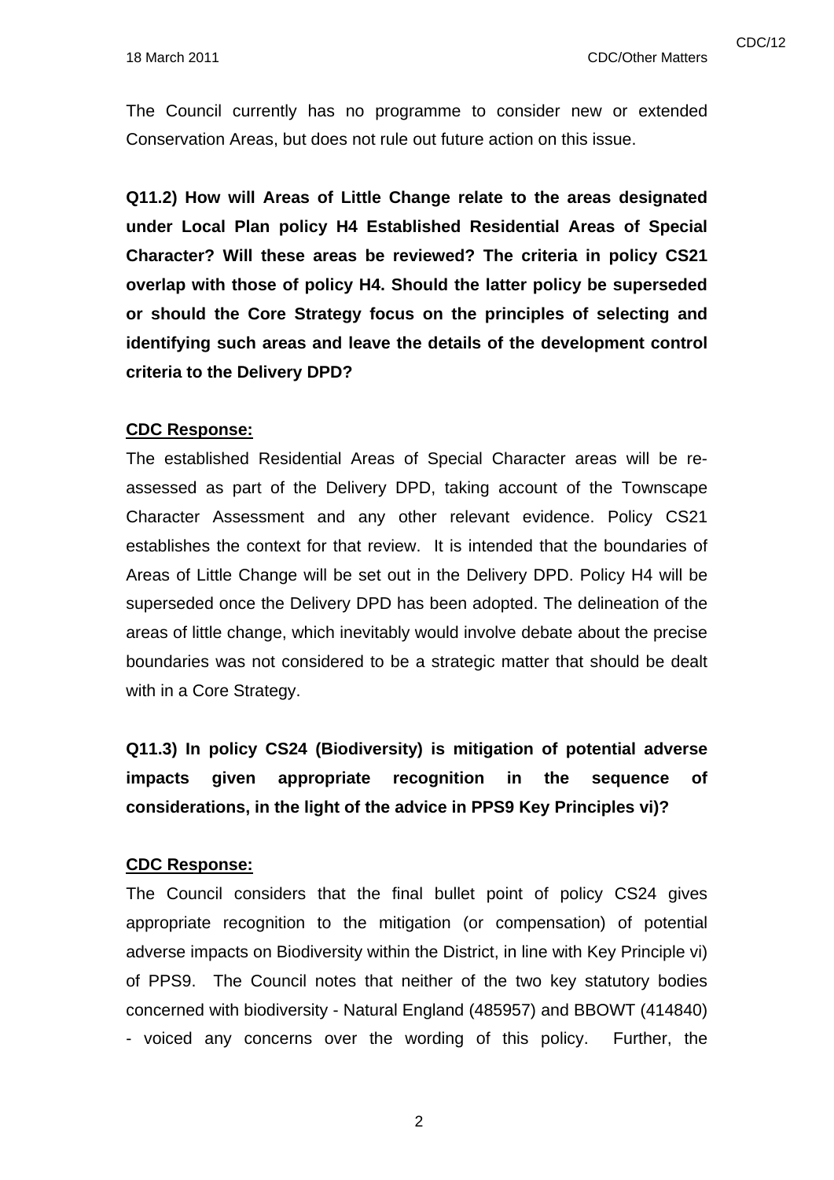The Council currently has no programme to consider new or extended Conservation Areas, but does not rule out future action on this issue.

**Q11.2) How will Areas of Little Change relate to the areas designated under Local Plan policy H4 Established Residential Areas of Special Character? Will these areas be reviewed? The criteria in policy CS21 overlap with those of policy H4. Should the latter policy be superseded or should the Core Strategy focus on the principles of selecting and identifying such areas and leave the details of the development control criteria to the Delivery DPD?**

**CDC Response:**

The established Residential Areas of Special Character areas will be re-assessed as part of the Delivery DPD, taking account of the Townscape Character Assessment and any other relevant evidence. Policy CS21 establishes the context for that review. It is intended that the boundaries of Areas of Little Change will be set out in the Delivery DPD. Policy H4 will be superseded once the Delivery DPD has been adopted. The delineation of the areas of little change, which inevitably would involve debate about the precise boundaries was not considered to be a strategic matter that should be dealt with in a Core Strategy.

**Q11.3) In policy CS24 (Biodiversity) is mitigation of potential adverse impacts given appropriate recognition in the sequence of considerations, in the light of the advice in PPS9 Key Principles vi)?**

**CDC Response:**

The Council considers that the final bullet point of policy CS24 gives appropriate recognition to the mitigation (or compensation) of potential adverse impacts on Biodiversity within the District, in line with Key Principle vi) of PPS9. The Council notes that neither of the two key statutory bodies concerned with biodiversity - Natural England (485957) and BBOWT (414840) - voiced any concerns over the wording of this policy. Further, the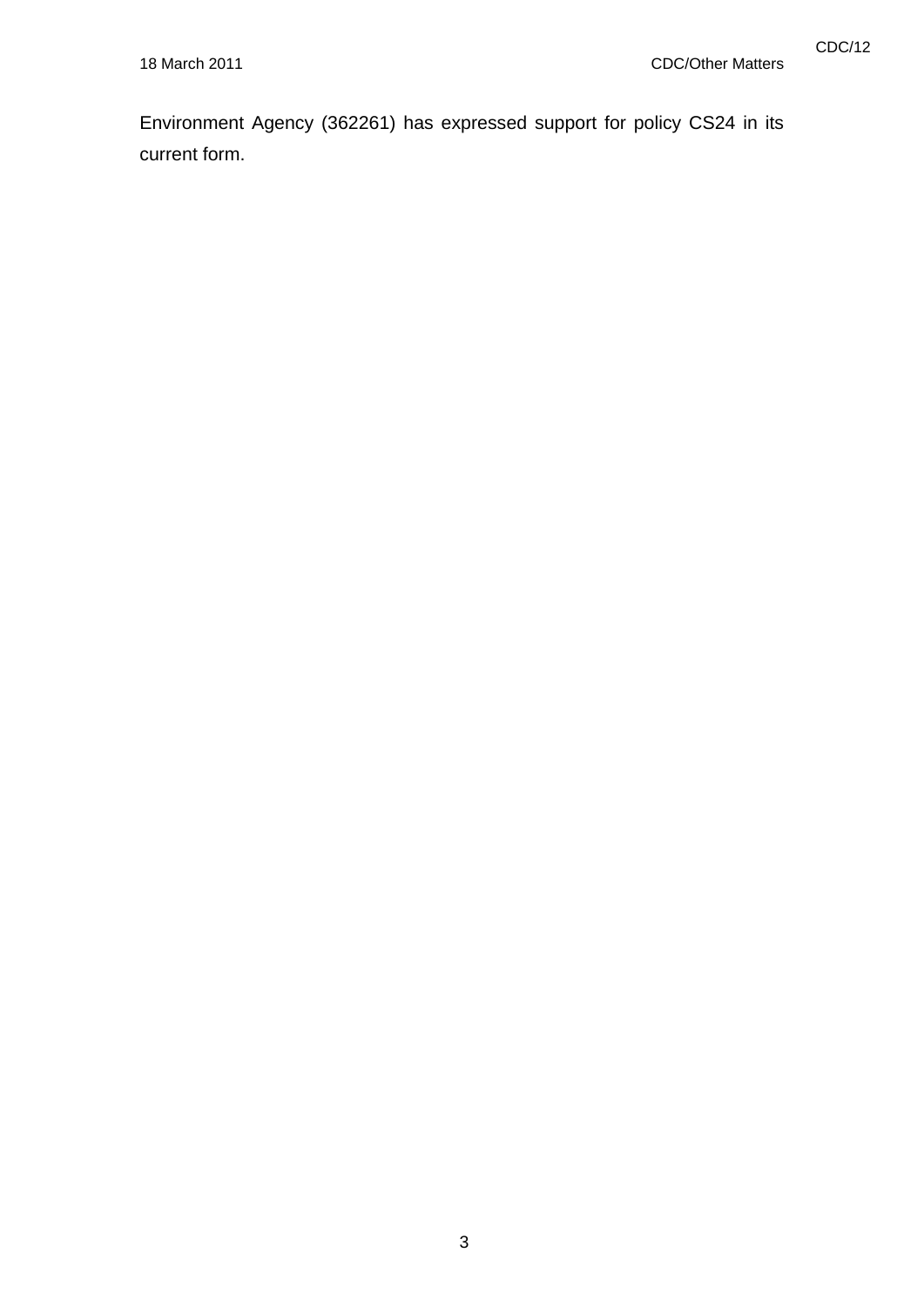Environment Agency (362261) has expressed support for policy CS24 in its current form.